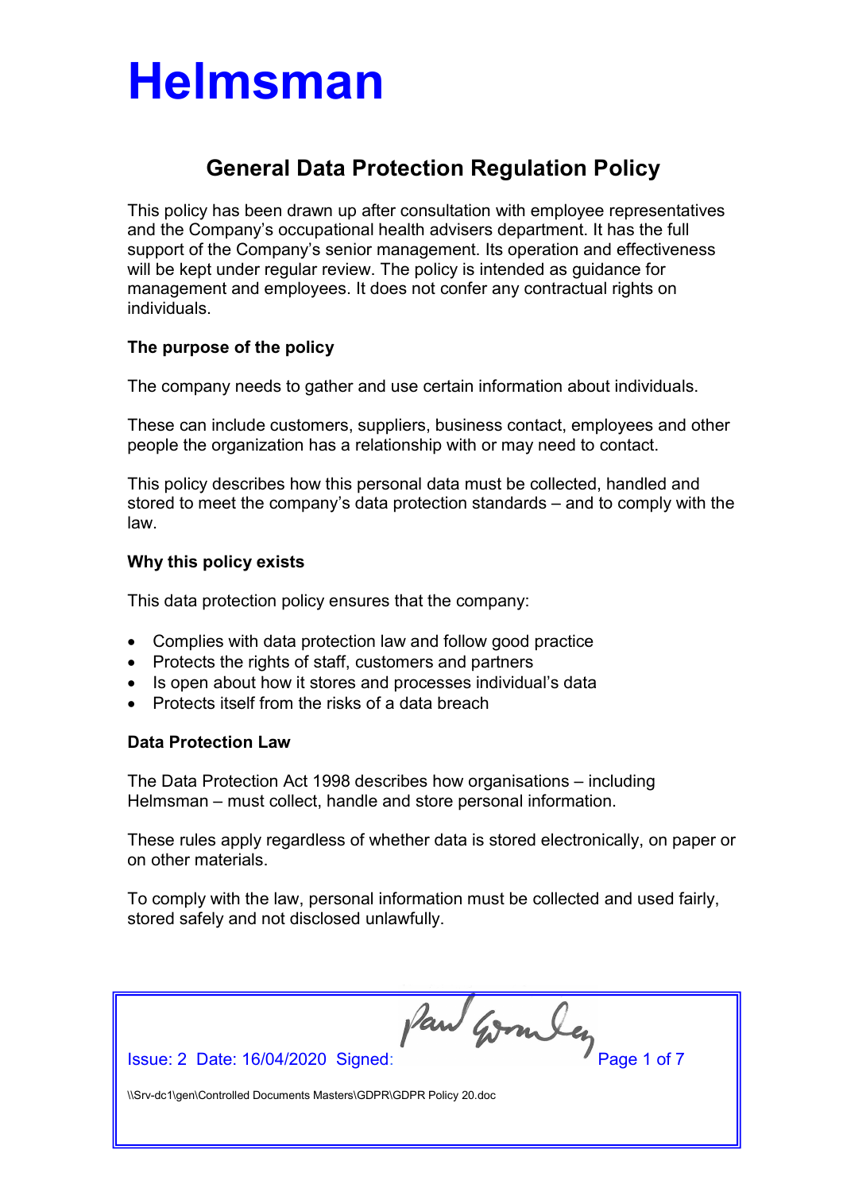# Helmsman

## General Data Protection Regulation Policy

This policy has been drawn up after consultation with employee representatives and the Company's occupational health advisers department. It has the full support of the Company's senior management. Its operation and effectiveness will be kept under regular review. The policy is intended as guidance for management and employees. It does not confer any contractual rights on individuals.

### The purpose of the policy

The company needs to gather and use certain information about individuals.

These can include customers, suppliers, business contact, employees and other people the organization has a relationship with or may need to contact.

This policy describes how this personal data must be collected, handled and stored to meet the company's data protection standards – and to comply with the law.

### Why this policy exists

This data protection policy ensures that the company:

- Complies with data protection law and follow good practice
- Protects the rights of staff, customers and partners
- Is open about how it stores and processes individual's data
- Protects itself from the risks of a data breach

### Data Protection Law

The Data Protection Act 1998 describes how organisations – including Helmsman – must collect, handle and store personal information.

These rules apply regardless of whether data is stored electronically, on paper or on other materials.

To comply with the law, personal information must be collected and used fairly, stored safely and not disclosed unlawfully.

Issue: 2 Date: 16/04/2020 Signed:

\\Srv-dc1\gen\Controlled Documents Masters\GDPR\GDPR Policy 20.doc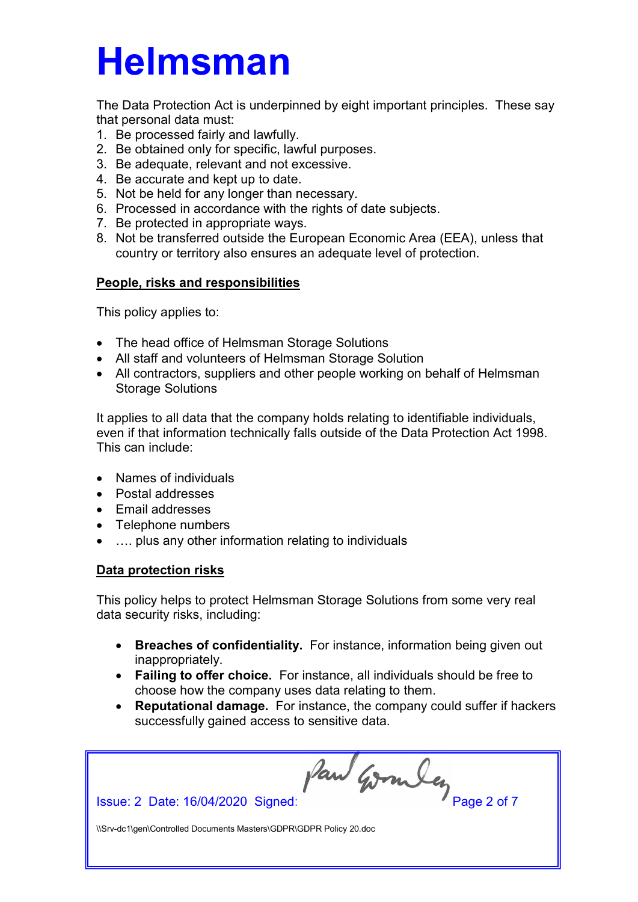The Data Protection Act is underpinned by eight important principles. These say that personal data must:

1. Be processed fairly and lawfully.
2. Be obtained only for specific, lawful purposes.
3. Be adequate, relevant and not excessive.
4. Be accurate and kept up to date.
5. Not be held for any longer than necessary.
6. Processed in accordance with the rights of date subjects.
7. Be protected in appropriate ways.
8. Not be transferred outside the European Economic Area (EEA), unless that country or territory also ensures an adequate level of protection.

## People, risks and responsibilities

This policy applies to:

- The head office of Helmsman Storage Solutions
- All staff and volunteers of Helmsman Storage Solution
- All contractors, suppliers and other people working on behalf of Helmsman Storage Solutions

It applies to all data that the company holds relating to identifiable individuals, even if that information technically falls outside of the Data Protection Act 1998. This can include:

- Names of individuals
- Postal addresses
- Email addresses
- Telephone numbers
- …. plus any other information relating to individuals

## Data protection risks

This policy helps to protect Helmsman Storage Solutions from some very real data security risks, including:

- **Breaches of confidentiality.** For instance, information being given out inappropriately.
- **Failing to offer choice.** For instance, all individuals should be free to choose how the company uses data relating to them.
- **Reputational damage.** For instance, the company could suffer if hackers successfully gained access to sensitive data.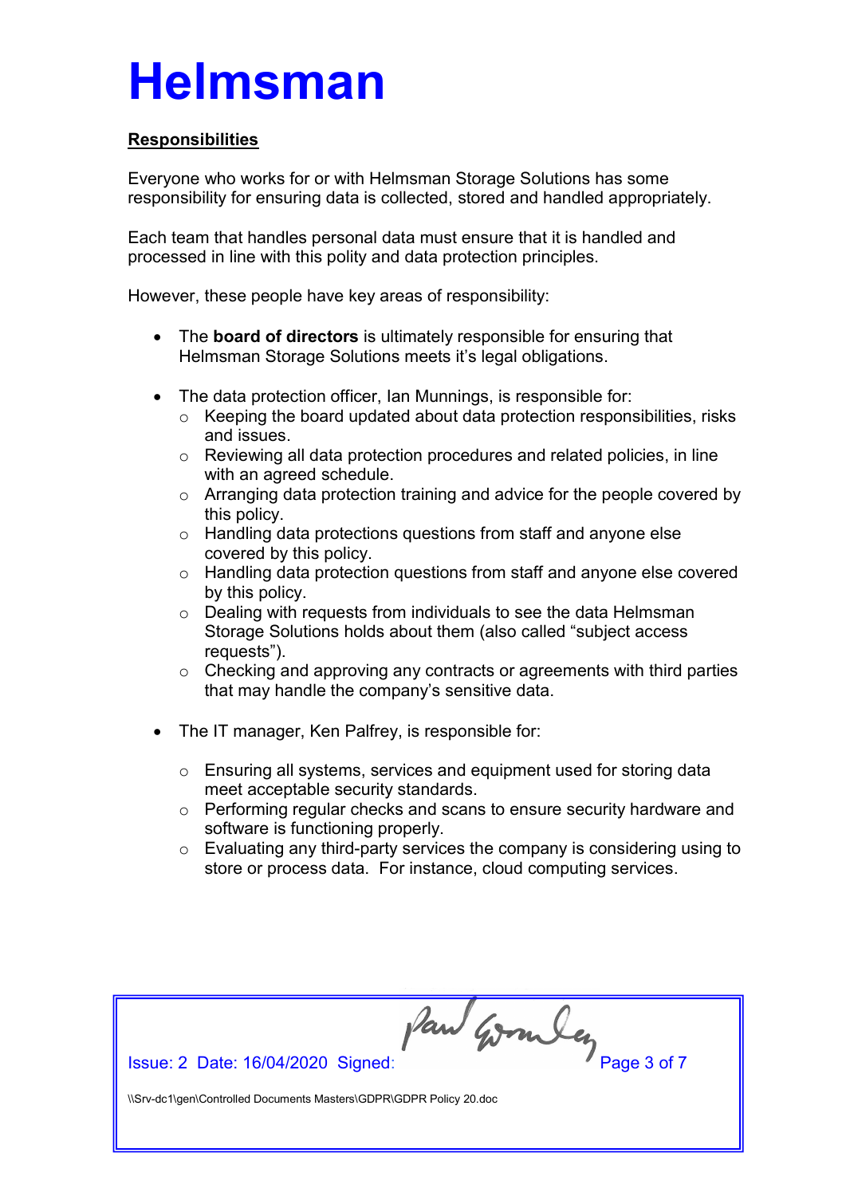## Responsibilities

Everyone who works for or with Helmsman Storage Solutions has some responsibility for ensuring data is collected, stored and handled appropriately.

Each team that handles personal data must ensure that it is handled and processed in line with this polity and data protection principles.

However, these people have key areas of responsibility:

- The **board of directors** is ultimately responsible for ensuring that Helmsman Storage Solutions meets it's legal obligations.
- The data protection officer, Ian Munnings, is responsible for:
  - Keeping the board updated about data protection responsibilities, risks and issues.
  - Reviewing all data protection procedures and related policies, in line with an agreed schedule.
  - Arranging data protection training and advice for the people covered by this policy.
  - Handling data protections questions from staff and anyone else covered by this policy.
  - Handling data protection questions from staff and anyone else covered by this policy.
  - Dealing with requests from individuals to see the data Helmsman Storage Solutions holds about them (also called "subject access requests").
  - Checking and approving any contracts or agreements with third parties that may handle the company's sensitive data.
- The IT manager, Ken Palfrey, is responsible for:
  - Ensuring all systems, services and equipment used for storing data meet acceptable security standards.
  - Performing regular checks and scans to ensure security hardware and software is functioning properly.
  - Evaluating any third-party services the company is considering using to store or process data. For instance, cloud computing services.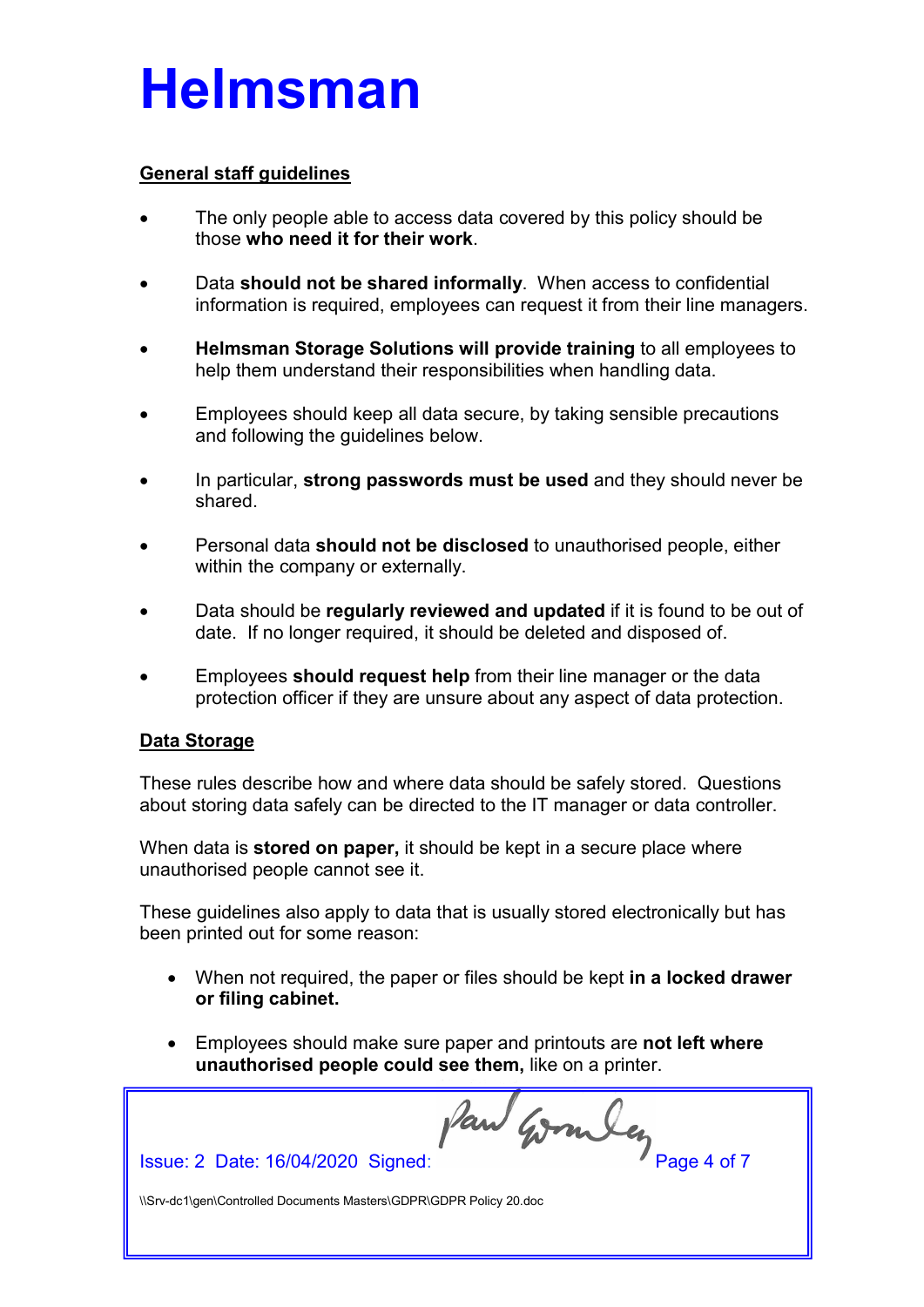## General staff guidelines

- The only people able to access data covered by this policy should be those **who need it for their work**.
- Data **should not be shared informally**. When access to confidential information is required, employees can request it from their line managers.
- **Helmsman Storage Solutions will provide training** to all employees to help them understand their responsibilities when handling data.
- Employees should keep all data secure, by taking sensible precautions and following the guidelines below.
- In particular, **strong passwords must be used** and they should never be shared.
- Personal data **should not be disclosed** to unauthorised people, either within the company or externally.
- Data should be **regularly reviewed and updated** if it is found to be out of date. If no longer required, it should be deleted and disposed of.
- Employees **should request help** from their line manager or the data protection officer if they are unsure about any aspect of data protection.

## Data Storage

These rules describe how and where data should be safely stored. Questions about storing data safely can be directed to the IT manager or data controller.

When data is **stored on paper,** it should be kept in a secure place where unauthorised people cannot see it.

These guidelines also apply to data that is usually stored electronically but has been printed out for some reason:

- When not required, the paper or files should be kept **in a locked drawer or filing cabinet.**
- Employees should make sure paper and printouts are **not left where unauthorised people could see them,** like on a printer.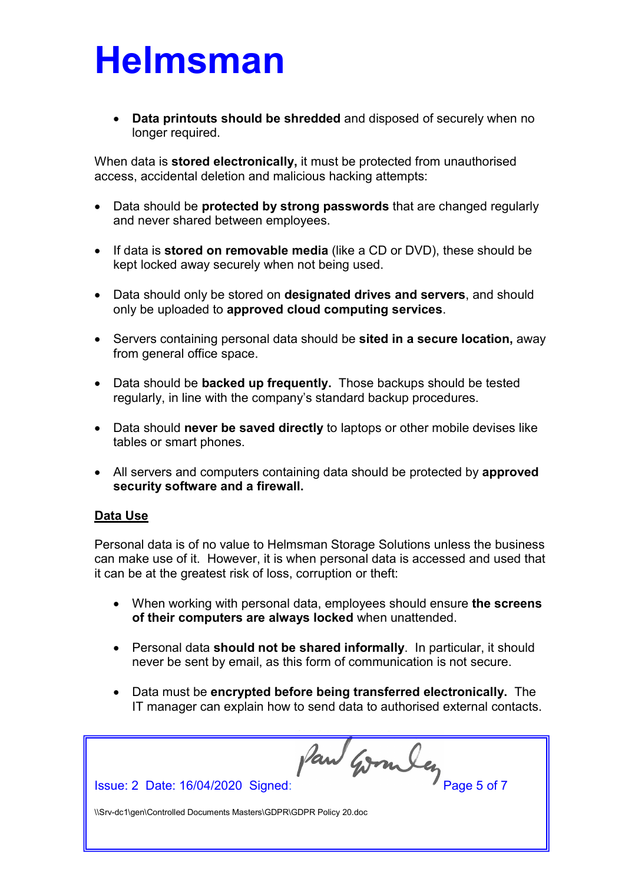- **Data printouts should be shredded** and disposed of securely when no longer required.

When data is **stored electronically,** it must be protected from unauthorised access, accidental deletion and malicious hacking attempts:

- Data should be **protected by strong passwords** that are changed regularly and never shared between employees.
- If data is **stored on removable media** (like a CD or DVD), these should be kept locked away securely when not being used.
- Data should only be stored on **designated drives and servers**, and should only be uploaded to **approved cloud computing services**.
- Servers containing personal data should be **sited in a secure location,** away from general office space.
- Data should be **backed up frequently.** Those backups should be tested regularly, in line with the company's standard backup procedures.
- Data should **never be saved directly** to laptops or other mobile devises like tables or smart phones.
- All servers and computers containing data should be protected by **approved security software and a firewall.**

**<u>Data Use</u>**

Personal data is of no value to Helmsman Storage Solutions unless the business can make use of it. However, it is when personal data is accessed and used that it can be at the greatest risk of loss, corruption or theft:

- When working with personal data, employees should ensure **the screens of their computers are always locked** when unattended.
- Personal data **should not be shared informally**. In particular, it should never be sent by email, as this form of communication is not secure.
- Data must be **encrypted before being transferred electronically.** The IT manager can explain how to send data to authorised external contacts.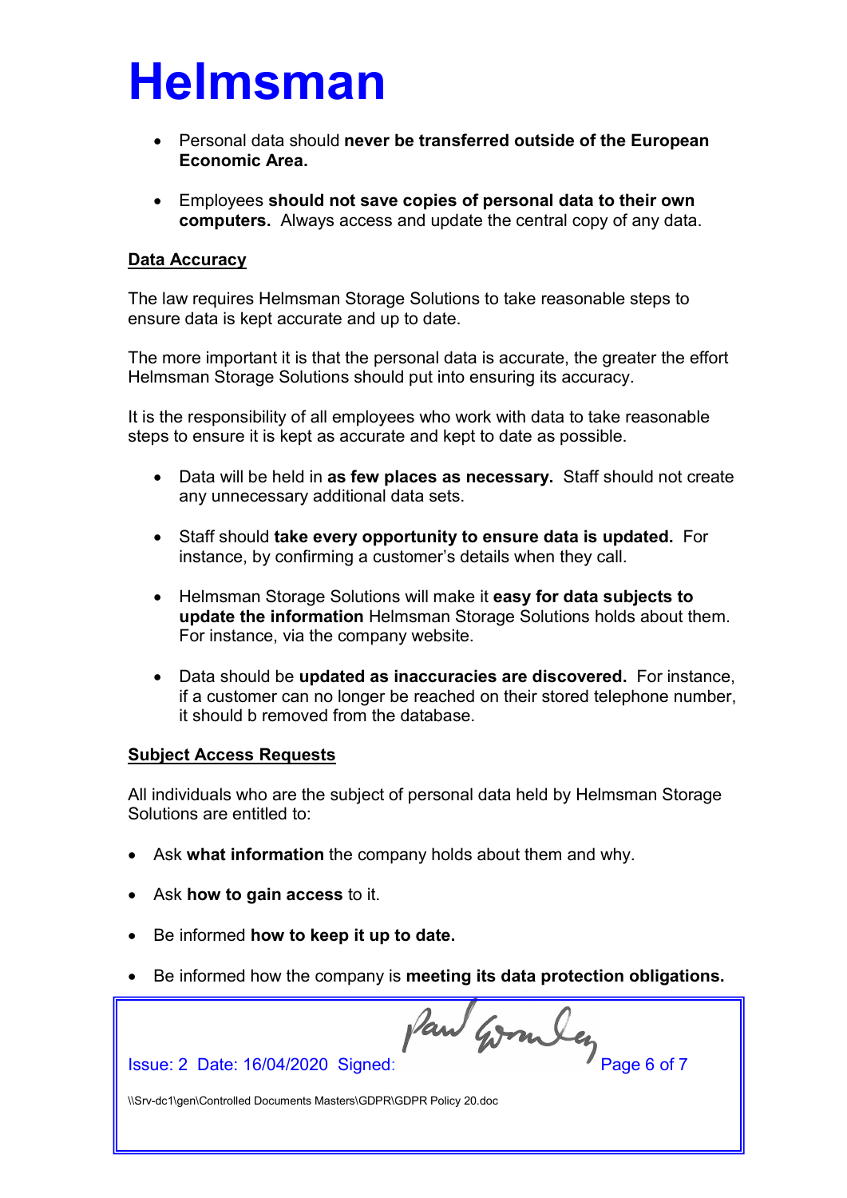- Personal data should **never be transferred outside of the European Economic Area.**

- Employees **should not save copies of personal data to their own computers.** Always access and update the central copy of any data.

## Data Accuracy

The law requires Helmsman Storage Solutions to take reasonable steps to ensure data is kept accurate and up to date.

The more important it is that the personal data is accurate, the greater the effort Helmsman Storage Solutions should put into ensuring its accuracy.

It is the responsibility of all employees who work with data to take reasonable steps to ensure it is kept as accurate and kept to date as possible.

- Data will be held in **as few places as necessary.** Staff should not create any unnecessary additional data sets.

- Staff should **take every opportunity to ensure data is updated.** For instance, by confirming a customer's details when they call.

- Helmsman Storage Solutions will make it **easy for data subjects to update the information** Helmsman Storage Solutions holds about them. For instance, via the company website.

- Data should be **updated as inaccuracies are discovered.** For instance, if a customer can no longer be reached on their stored telephone number, it should b removed from the database.

## Subject Access Requests

All individuals who are the subject of personal data held by Helmsman Storage Solutions are entitled to:

- Ask **what information** the company holds about them and why.

- Ask **how to gain access** to it.

- Be informed **how to keep it up to date.**

- Be informed how the company is **meeting its data protection obligations.**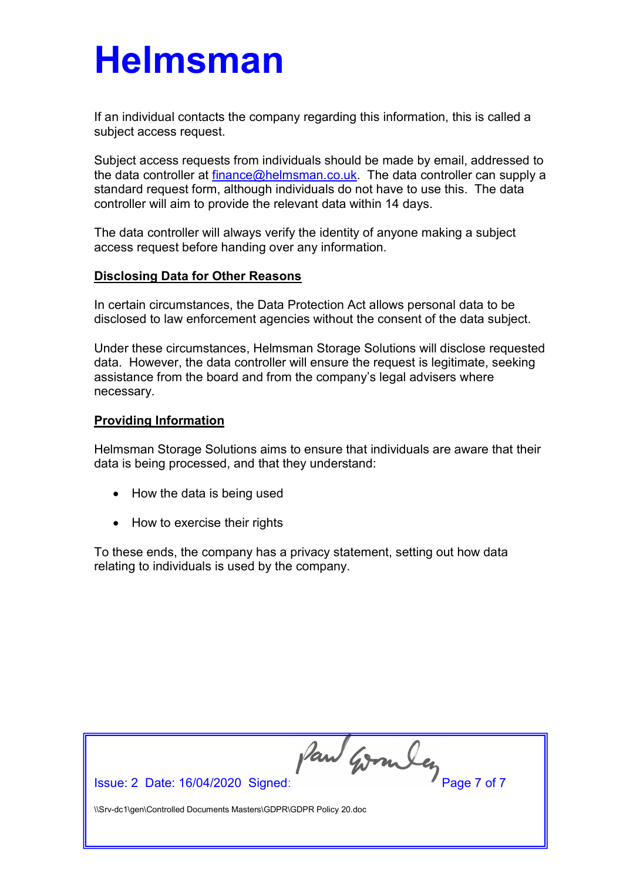If an individual contacts the company regarding this information, this is called a subject access request.

Subject access requests from individuals should be made by email, addressed to the data controller at finance@helmsman.co.uk. The data controller can supply a standard request form, although individuals do not have to use this. The data controller will aim to provide the relevant data within 14 days.

The data controller will always verify the identity of anyone making a subject access request before handing over any information.

## Disclosing Data for Other Reasons

In certain circumstances, the Data Protection Act allows personal data to be disclosed to law enforcement agencies without the consent of the data subject.

Under these circumstances, Helmsman Storage Solutions will disclose requested data. However, the data controller will ensure the request is legitimate, seeking assistance from the board and from the company's legal advisers where necessary.

## Providing Information

Helmsman Storage Solutions aims to ensure that individuals are aware that their data is being processed, and that they understand:

- How the data is being used
- How to exercise their rights

To these ends, the company has a privacy statement, setting out how data relating to individuals is used by the company.